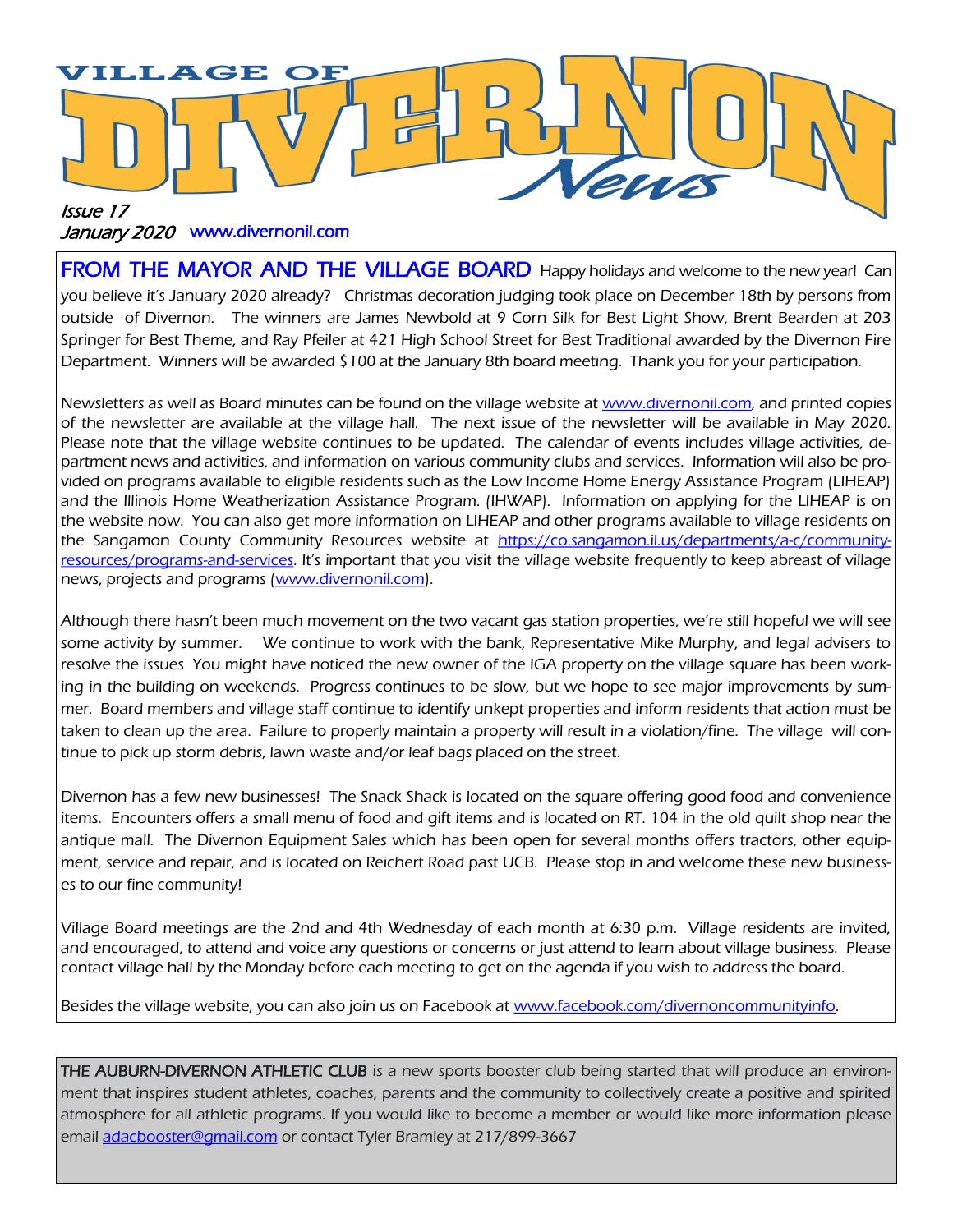# VILLAGE OF DIVERNON News

*Issue 17*
*January 2020* www.divernonil.com

**FROM THE MAYOR AND THE VILLAGE BOARD** Happy holidays and welcome to the new year! Can you believe it's January 2020 already? Christmas decoration judging took place on December 18th by persons from outside of Divernon. The winners are James Newbold at 9 Corn Silk for Best Light Show, Brent Bearden at 203 Springer for Best Theme, and Ray Pfeiler at 421 High School Street for Best Traditional awarded by the Divernon Fire Department. Winners will be awarded $100 at the January 8th board meeting. Thank you for your participation.

Newsletters as well as Board minutes can be found on the village website at www.divernonil.com, and printed copies of the newsletter are available at the village hall. The next issue of the newsletter will be available in May 2020. Please note that the village website continues to be updated. The calendar of events includes village activities, department news and activities, and information on various community clubs and services. Information will also be provided on programs available to eligible residents such as the Low Income Home Energy Assistance Program (LIHEAP) and the Illinois Home Weatherization Assistance Program. (IHWAP). Information on applying for the LIHEAP is on the website now. You can also get more information on LIHEAP and other programs available to village residents on the Sangamon County Community Resources website at https://co.sangamon.il.us/departments/a-c/community-resources/programs-and-services. It's important that you visit the village website frequently to keep abreast of village news, projects and programs (www.divernonil.com).

Although there hasn't been much movement on the two vacant gas station properties, we're still hopeful we will see some activity by summer. We continue to work with the bank, Representative Mike Murphy, and legal advisers to resolve the issues You might have noticed the new owner of the IGA property on the village square has been working in the building on weekends. Progress continues to be slow, but we hope to see major improvements by summer. Board members and village staff continue to identify unkept properties and inform residents that action must be taken to clean up the area. Failure to properly maintain a property will result in a violation/fine. The village will continue to pick up storm debris, lawn waste and/or leaf bags placed on the street.

Divernon has a few new businesses! The Snack Shack is located on the square offering good food and convenience items. Encounters offers a small menu of food and gift items and is located on RT. 104 in the old quilt shop near the antique mall. The Divernon Equipment Sales which has been open for several months offers tractors, other equipment, service and repair, and is located on Reichert Road past UCB. Please stop in and welcome these new businesses to our fine community!

Village Board meetings are the 2nd and 4th Wednesday of each month at 6:30 p.m. Village residents are invited, and encouraged, to attend and voice any questions or concerns or just attend to learn about village business. Please contact village hall by the Monday before each meeting to get on the agenda if you wish to address the board.

Besides the village website, you can also join us on Facebook at www.facebook.com/divernoncommunityinfo.

---

**THE AUBURN-DIVERNON ATHLETIC CLUB** is a new sports booster club being started that will produce an environment that inspires student athletes, coaches, parents and the community to collectively create a positive and spirited atmosphere for all athletic programs. If you would like to become a member or would like more information please email adacbooster@gmail.com or contact Tyler Bramley at 217/899-3667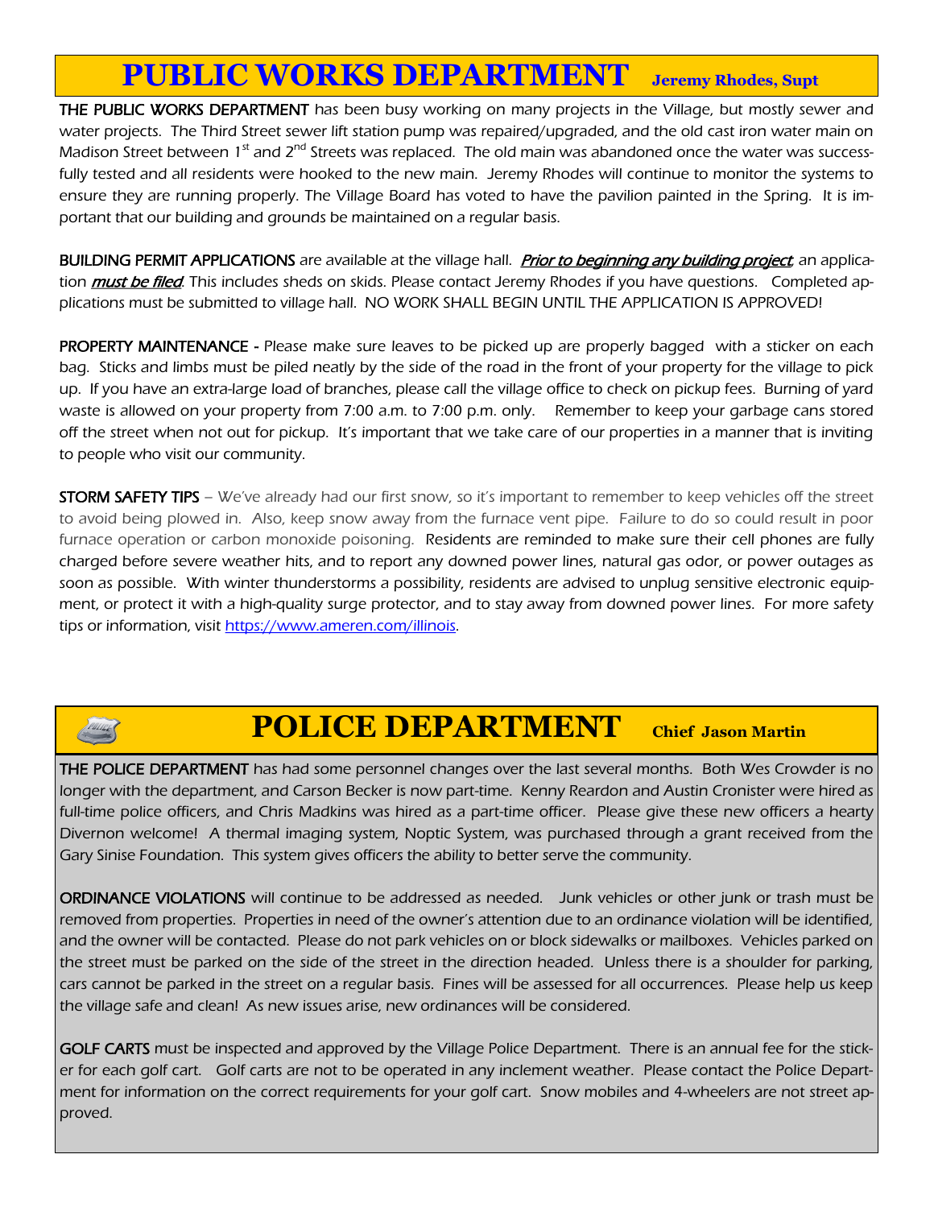# PUBLIC WORKS DEPARTMENT

**Jeremy Rhodes, Supt**

THE PUBLIC WORKS DEPARTMENT has been busy working on many projects in the Village, but mostly sewer and water projects. The Third Street sewer lift station pump was repaired/upgraded, and the old cast iron water main on Madison Street between 1st and 2nd Streets was replaced. The old main was abandoned once the water was successfully tested and all residents were hooked to the new main. Jeremy Rhodes will continue to monitor the systems to ensure they are running properly. The Village Board has voted to have the pavilion painted in the Spring. It is important that our building and grounds be maintained on a regular basis.

BUILDING PERMIT APPLICATIONS are available at the village hall. ***Prior to beginning any building project***, an application ***must be filed***. This includes sheds on skids. Please contact Jeremy Rhodes if you have questions. Completed applications must be submitted to village hall. NO WORK SHALL BEGIN UNTIL THE APPLICATION IS APPROVED!

PROPERTY MAINTENANCE - Please make sure leaves to be picked up are properly bagged with a sticker on each bag. Sticks and limbs must be piled neatly by the side of the road in the front of your property for the village to pick up. If you have an extra-large load of branches, please call the village office to check on pickup fees. Burning of yard waste is allowed on your property from 7:00 a.m. to 7:00 p.m. only. Remember to keep your garbage cans stored off the street when not out for pickup. It's important that we take care of our properties in a manner that is inviting to people who visit our community.

STORM SAFETY TIPS – We've already had our first snow, so it's important to remember to keep vehicles off the street to avoid being plowed in. Also, keep snow away from the furnace vent pipe. Failure to do so could result in poor furnace operation or carbon monoxide poisoning. Residents are reminded to make sure their cell phones are fully charged before severe weather hits, and to report any downed power lines, natural gas odor, or power outages as soon as possible. With winter thunderstorms a possibility, residents are advised to unplug sensitive electronic equipment, or protect it with a high-quality surge protector, and to stay away from downed power lines. For more safety tips or information, visit https://www.ameren.com/illinois.

# POLICE DEPARTMENT

**Chief Jason Martin**

THE POLICE DEPARTMENT has had some personnel changes over the last several months. Both Wes Crowder is no longer with the department, and Carson Becker is now part-time. Kenny Reardon and Austin Cronister were hired as full-time police officers, and Chris Madkins was hired as a part-time officer. Please give these new officers a hearty Divernon welcome! A thermal imaging system, Noptic System, was purchased through a grant received from the Gary Sinise Foundation. This system gives officers the ability to better serve the community.

ORDINANCE VIOLATIONS will continue to be addressed as needed. Junk vehicles or other junk or trash must be removed from properties. Properties in need of the owner's attention due to an ordinance violation will be identified, and the owner will be contacted. Please do not park vehicles on or block sidewalks or mailboxes. Vehicles parked on the street must be parked on the side of the street in the direction headed. Unless there is a shoulder for parking, cars cannot be parked in the street on a regular basis. Fines will be assessed for all occurrences. Please help us keep the village safe and clean! As new issues arise, new ordinances will be considered.

GOLF CARTS must be inspected and approved by the Village Police Department. There is an annual fee for the sticker for each golf cart. Golf carts are not to be operated in any inclement weather. Please contact the Police Department for information on the correct requirements for your golf cart. Snow mobiles and 4-wheelers are not street approved.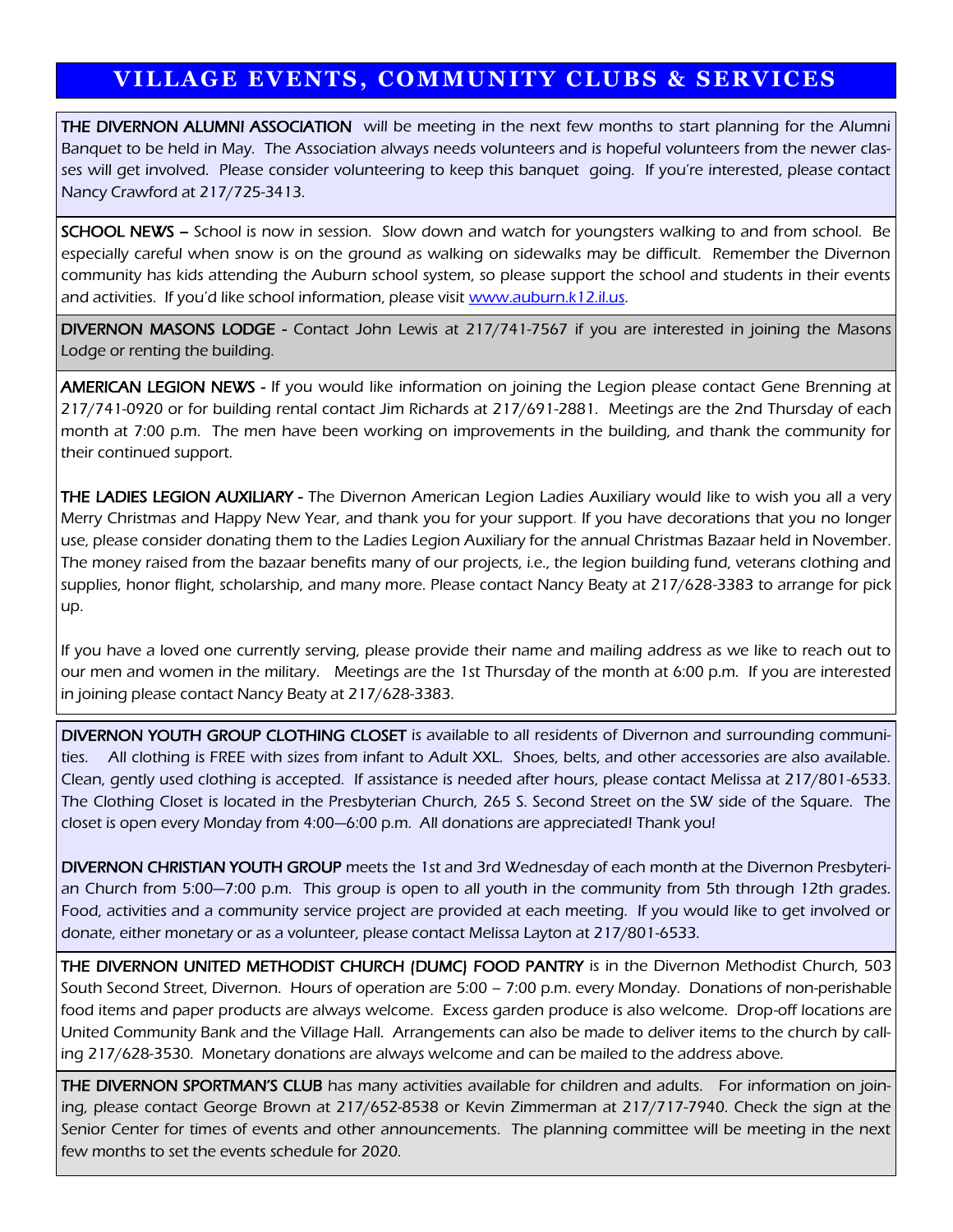# VILLAGE EVENTS, COMMUNITY CLUBS & SERVICES

**THE DIVERNON ALUMNI ASSOCIATION** will be meeting in the next few months to start planning for the Alumni Banquet to be held in May. The Association always needs volunteers and is hopeful volunteers from the newer classes will get involved. Please consider volunteering to keep this banquet going. If you're interested, please contact Nancy Crawford at 217/725-3413.

**SCHOOL NEWS –** School is now in session. Slow down and watch for youngsters walking to and from school. Be especially careful when snow is on the ground as walking on sidewalks may be difficult. Remember the Divernon community has kids attending the Auburn school system, so please support the school and students in their events and activities. If you'd like school information, please visit www.auburn.k12.il.us.

**DIVERNON MASONS LODGE -** Contact John Lewis at 217/741-7567 if you are interested in joining the Masons Lodge or renting the building.

**AMERICAN LEGION NEWS -** If you would like information on joining the Legion please contact Gene Brenning at 217/741-0920 or for building rental contact Jim Richards at 217/691-2881. Meetings are the 2nd Thursday of each month at 7:00 p.m. The men have been working on improvements in the building, and thank the community for their continued support.

**THE LADIES LEGION AUXILIARY -** The Divernon American Legion Ladies Auxiliary would like to wish you all a very Merry Christmas and Happy New Year, and thank you for your support. If you have decorations that you no longer use, please consider donating them to the Ladies Legion Auxiliary for the annual Christmas Bazaar held in November. The money raised from the bazaar benefits many of our projects, i.e., the legion building fund, veterans clothing and supplies, honor flight, scholarship, and many more. Please contact Nancy Beaty at 217/628-3383 to arrange for pick up.

If you have a loved one currently serving, please provide their name and mailing address as we like to reach out to our men and women in the military. Meetings are the 1st Thursday of the month at 6:00 p.m. If you are interested in joining please contact Nancy Beaty at 217/628-3383.

**DIVERNON YOUTH GROUP CLOTHING CLOSET** is available to all residents of Divernon and surrounding communities. All clothing is FREE with sizes from infant to Adult XXL. Shoes, belts, and other accessories are also available. Clean, gently used clothing is accepted. If assistance is needed after hours, please contact Melissa at 217/801-6533. The Clothing Closet is located in the Presbyterian Church, 265 S. Second Street on the SW side of the Square. The closet is open every Monday from 4:00—6:00 p.m. All donations are appreciated! Thank you!

**DIVERNON CHRISTIAN YOUTH GROUP** meets the 1st and 3rd Wednesday of each month at the Divernon Presbyterian Church from 5:00—7:00 p.m. This group is open to all youth in the community from 5th through 12th grades. Food, activities and a community service project are provided at each meeting. If you would like to get involved or donate, either monetary or as a volunteer, please contact Melissa Layton at 217/801-6533.

**THE DIVERNON UNITED METHODIST CHURCH (DUMC) FOOD PANTRY** is in the Divernon Methodist Church, 503 South Second Street, Divernon. Hours of operation are 5:00 – 7:00 p.m. every Monday. Donations of non-perishable food items and paper products are always welcome. Excess garden produce is also welcome. Drop-off locations are United Community Bank and the Village Hall. Arrangements can also be made to deliver items to the church by calling 217/628-3530. Monetary donations are always welcome and can be mailed to the address above.

**THE DIVERNON SPORTMAN'S CLUB** has many activities available for children and adults. For information on joining, please contact George Brown at 217/652-8538 or Kevin Zimmerman at 217/717-7940. Check the sign at the Senior Center for times of events and other announcements. The planning committee will be meeting in the next few months to set the events schedule for 2020.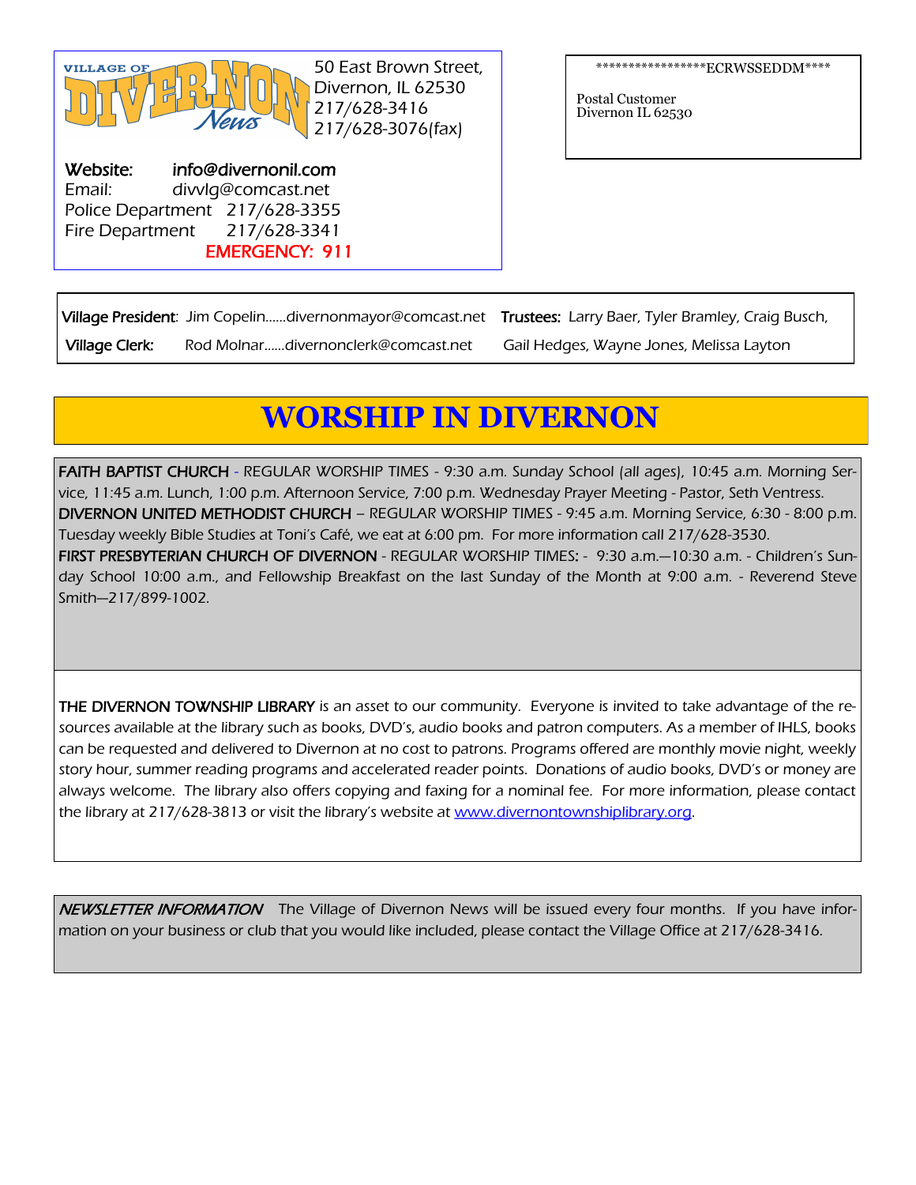VILLAGE OF DIVERNON News

50 East Brown Street,
Divernon, IL 62530
217/628-3416
217/628-3076(fax)

Website: info@divernonil.com
Email: divvlg@comcast.net
Police Department 217/628-3355
Fire Department 217/628-3341
EMERGENCY: 911

*****************ECRWSSEDDM****

Postal Customer
Divernon IL 62530

**Village President**: Jim Copelin......divernonmayor@comcast.net **Trustees:** Larry Baer, Tyler Bramley, Craig Busch,
**Village Clerk:** Rod Molnar......divernonclerk@comcast.net Gail Hedges, Wayne Jones, Melissa Layton

# WORSHIP IN DIVERNON

**FAITH BAPTIST CHURCH** - REGULAR WORSHIP TIMES - 9:30 a.m. Sunday School (all ages), 10:45 a.m. Morning Service, 11:45 a.m. Lunch, 1:00 p.m. Afternoon Service, 7:00 p.m. Wednesday Prayer Meeting - Pastor, Seth Ventress.
**DIVERNON UNITED METHODIST CHURCH** – REGULAR WORSHIP TIMES - 9:45 a.m. Morning Service, 6:30 - 8:00 p.m. Tuesday weekly Bible Studies at Toni's Café, we eat at 6:00 pm. For more information call 217/628-3530.
**FIRST PRESBYTERIAN CHURCH OF DIVERNON** - REGULAR WORSHIP TIMES: - 9:30 a.m.—10:30 a.m. - Children's Sunday School 10:00 a.m., and Fellowship Breakfast on the last Sunday of the Month at 9:00 a.m. - Reverend Steve Smith—217/899-1002.

**THE DIVERNON TOWNSHIP LIBRARY** is an asset to our community. Everyone is invited to take advantage of the resources available at the library such as books, DVD's, audio books and patron computers. As a member of IHLS, books can be requested and delivered to Divernon at no cost to patrons. Programs offered are monthly movie night, weekly story hour, summer reading programs and accelerated reader points. Donations of audio books, DVD's or money are always welcome. The library also offers copying and faxing for a nominal fee. For more information, please contact the library at 217/628-3813 or visit the library's website at www.divernontownshiplibrary.org.

***NEWSLETTER INFORMATION*** The Village of Divernon News will be issued every four months. If you have information on your business or club that you would like included, please contact the Village Office at 217/628-3416.